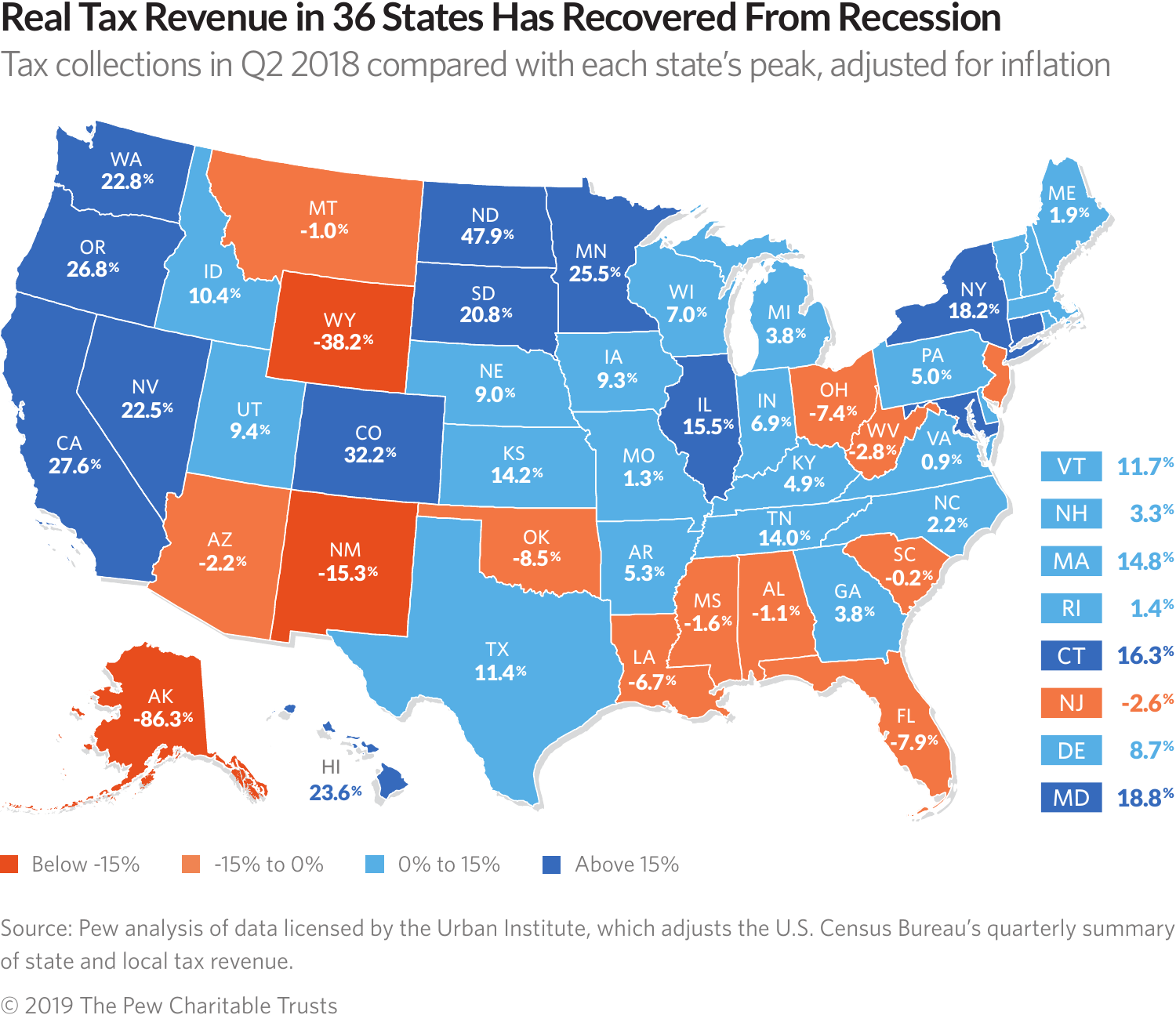# Real Tax Revenue in 36 States Has Recovered From Recession

Tax collections in Q2 2018 compared with each state's peak, adjusted for inflation

| State | Change |
| --- | --- |
| WA | 22.8% |
| OR | 26.8% |
| CA | 27.6% |
| NV | 22.5% |
| ID | 10.4% |
| MT | -1.0% |
| WY | -38.2% |
| UT | 9.4% |
| CO | 32.2% |
| AZ | -2.2% |
| NM | -15.3% |
| ND | 47.9% |
| SD | 20.8% |
| NE | 9.0% |
| KS | 14.2% |
| OK | -8.5% |
| TX | 11.4% |
| MN | 25.5% |
| IA | 9.3% |
| MO | 1.3% |
| AR | 5.3% |
| LA | -6.7% |
| WI | 7.0% |
| IL | 15.5% |
| MI | 3.8% |
| IN | 6.9% |
| OH | -7.4% |
| KY | 4.9% |
| TN | 14.0% |
| MS | -1.6% |
| AL | -1.1% |
| GA | 3.8% |
| FL | -7.9% |
| SC | -0.2% |
| NC | 2.2% |
| VA | 0.9% |
| WV | -2.8% |
| PA | 5.0% |
| NY | 18.2% |
| ME | 1.9% |
| VT | 11.7% |
| NH | 3.3% |
| MA | 14.8% |
| RI | 1.4% |
| CT | 16.3% |
| NJ | -2.6% |
| DE | 8.7% |
| MD | 18.8% |
| AK | -86.3% |
| HI | 23.6% |

Below -15% | -15% to 0% | 0% to 15% | Above 15%

Source: Pew analysis of data licensed by the Urban Institute, which adjusts the U.S. Census Bureau's quarterly summary of state and local tax revenue.

© 2019 The Pew Charitable Trusts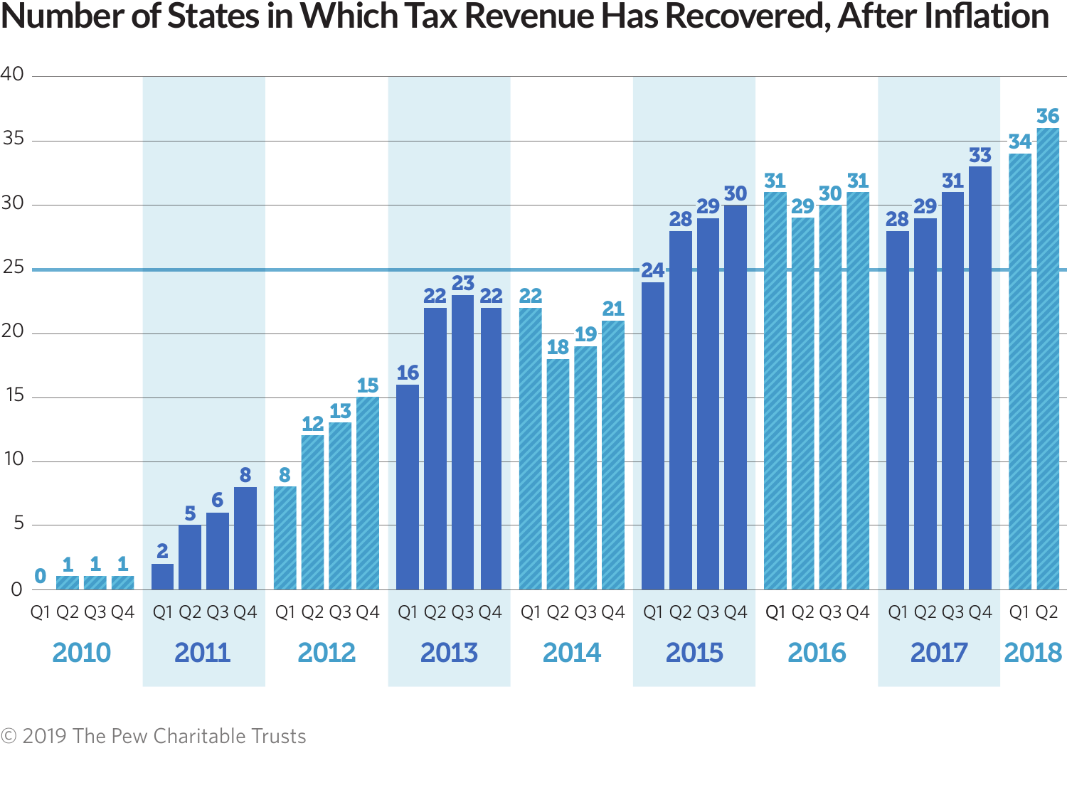# Number of States in Which Tax Revenue Has Recovered, After Inflation

40
35
30
25
20
15
10
5
0

0 1 1 1
2 5 6 8
8 12 13 15
16 22 23 22
22 18 19 21
24 28 29 30
31 29 30 31
28 29 31 33
34 36

Q1 Q2 Q3 Q4 Q1 Q2 Q3 Q4 Q1 Q2 Q3 Q4 Q1 Q2 Q3 Q4 Q1 Q2 Q3 Q4 Q1 Q2 Q3 Q4 Q1 Q2 Q3 Q4 Q1 Q2 Q3 Q4 Q1 Q2

2010 2011 2012 2013 2014 2015 2016 2017 2018

© 2019 The Pew Charitable Trusts